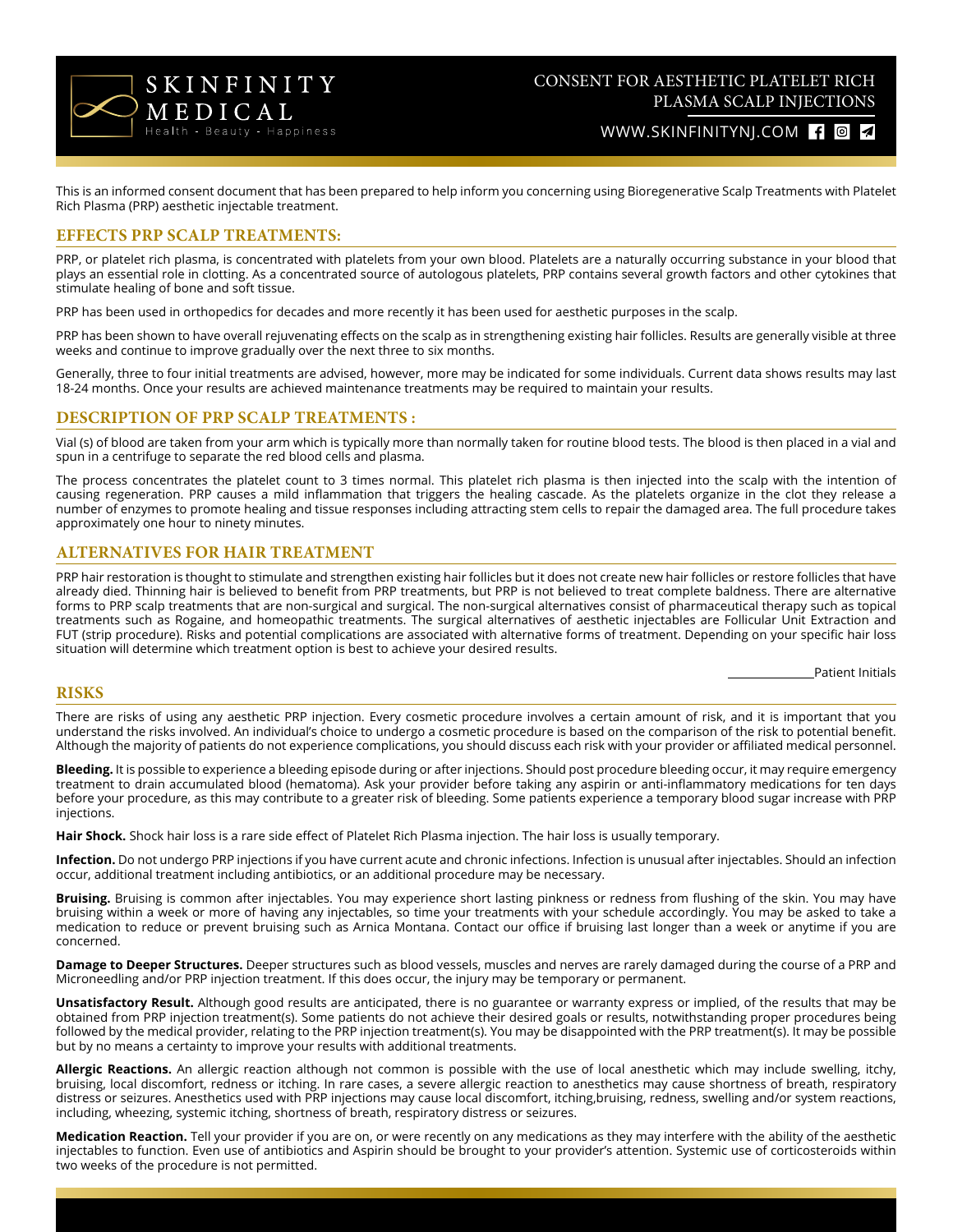# CONSENT FOR AESTHETIC PLATELET RICH PLASMA SCALP INJECTIONS

This is an informed consent document that has been prepared to help inform you concerning using Bioregenerative Scalp Treatments with Platelet Rich Plasma (PRP) aesthetic injectable treatment.

## EFFECTS PRP SCALP TREATMENTS:

PRP, or platelet rich plasma, is concentrated with platelets from your own blood. Platelets are a naturally occurring substance in your blood that plays an essential role in clotting. As a concentrated source of autologous platelets, PRP contains several growth factors and other cytokines that stimulate healing of bone and soft tissue.

PRP has been used in orthopedics for decades and more recently it has been used for aesthetic purposes in the scalp.

PRP has been shown to have overall rejuvenating effects on the scalp as in strengthening existing hair follicles. Results are generally visible at three weeks and continue to improve gradually over the next three to six months.

Generally, three to four initial treatments are advised, however, more may be indicated for some individuals. Current data shows results may last 18-24 months. Once your results are achieved maintenance treatments may be required to maintain your results.

## DESCRIPTION OF PRP SCALP TREATMENTS :

Vial (s) of blood are taken from your arm which is typically more than normally taken for routine blood tests. The blood is then placed in a vial and spun in a centrifuge to separate the red blood cells and plasma.

The process concentrates the platelet count to 3 times normal. This platelet rich plasma is then injected into the scalp with the intention of causing regeneration. PRP causes a mild inflammation that triggers the healing cascade. As the platelets organize in the clot they release a number of enzymes to promote healing and tissue responses including attracting stem cells to repair the damaged area. The full procedure takes approximately one hour to ninety minutes.

## ALTERNATIVES FOR HAIR TREATMENT

PRP hair restoration is thought to stimulate and strengthen existing hair follicles but it does not create new hair follicles or restore follicles that have already died. Thinning hair is believed to benefit from PRP treatments, but PRP is not believed to treat complete baldness. There are alternative forms to PRP scalp treatments that are non-surgical and surgical. The non-surgical alternatives consist of pharmaceutical therapy such as topical treatments such as Rogaine, and homeopathic treatments. The surgical alternatives of aesthetic injectables are Follicular Unit Extraction and FUT (strip procedure). Risks and potential complications are associated with alternative forms of treatment. Depending on your specific hair loss situation will determine which treatment option is best to achieve your desired results.

_____________ Patient Initials

## RISKS

There are risks of using any aesthetic PRP injection. Every cosmetic procedure involves a certain amount of risk, and it is important that you understand the risks involved. An individual's choice to undergo a cosmetic procedure is based on the comparison of the risk to potential benefit. Although the majority of patients do not experience complications, you should discuss each risk with your provider or affiliated medical personnel.

**Bleeding.** It is possible to experience a bleeding episode during or after injections. Should post procedure bleeding occur, it may require emergency treatment to drain accumulated blood (hematoma). Ask your provider before taking any aspirin or anti-inflammatory medications for ten days before your procedure, as this may contribute to a greater risk of bleeding. Some patients experience a temporary blood sugar increase with PRP injections.

**Hair Shock.** Shock hair loss is a rare side effect of Platelet Rich Plasma injection. The hair loss is usually temporary.

**Infection.** Do not undergo PRP injections if you have current acute and chronic infections. Infection is unusual after injectables. Should an infection occur, additional treatment including antibiotics, or an additional procedure may be necessary.

**Bruising.** Bruising is common after injectables. You may experience short lasting pinkness or redness from flushing of the skin. You may have bruising within a week or more of having any injectables, so time your treatments with your schedule accordingly. You may be asked to take a medication to reduce or prevent bruising such as Arnica Montana. Contact our office if bruising last longer than a week or anytime if you are concerned.

**Damage to Deeper Structures.** Deeper structures such as blood vessels, muscles and nerves are rarely damaged during the course of a PRP and Microneedling and/or PRP injection treatment. If this does occur, the injury may be temporary or permanent.

**Unsatisfactory Result.** Although good results are anticipated, there is no guarantee or warranty express or implied, of the results that may be obtained from PRP injection treatment(s). Some patients do not achieve their desired goals or results, notwithstanding proper procedures being followed by the medical provider, relating to the PRP injection treatment(s). You may be disappointed with the PRP treatment(s). It may be possible but by no means a certainty to improve your results with additional treatments.

**Allergic Reactions.** An allergic reaction although not common is possible with the use of local anesthetic which may include swelling, itchy, bruising, local discomfort, redness or itching. In rare cases, a severe allergic reaction to anesthetics may cause shortness of breath, respiratory distress or seizures. Anesthetics used with PRP injections may cause local discomfort, itching,bruising, redness, swelling and/or system reactions, including, wheezing, systemic itching, shortness of breath, respiratory distress or seizures.

**Medication Reaction.** Tell your provider if you are on, or were recently on any medications as they may interfere with the ability of the aesthetic injectables to function. Even use of antibiotics and Aspirin should be brought to your provider's attention. Systemic use of corticosteroids within two weeks of the procedure is not permitted.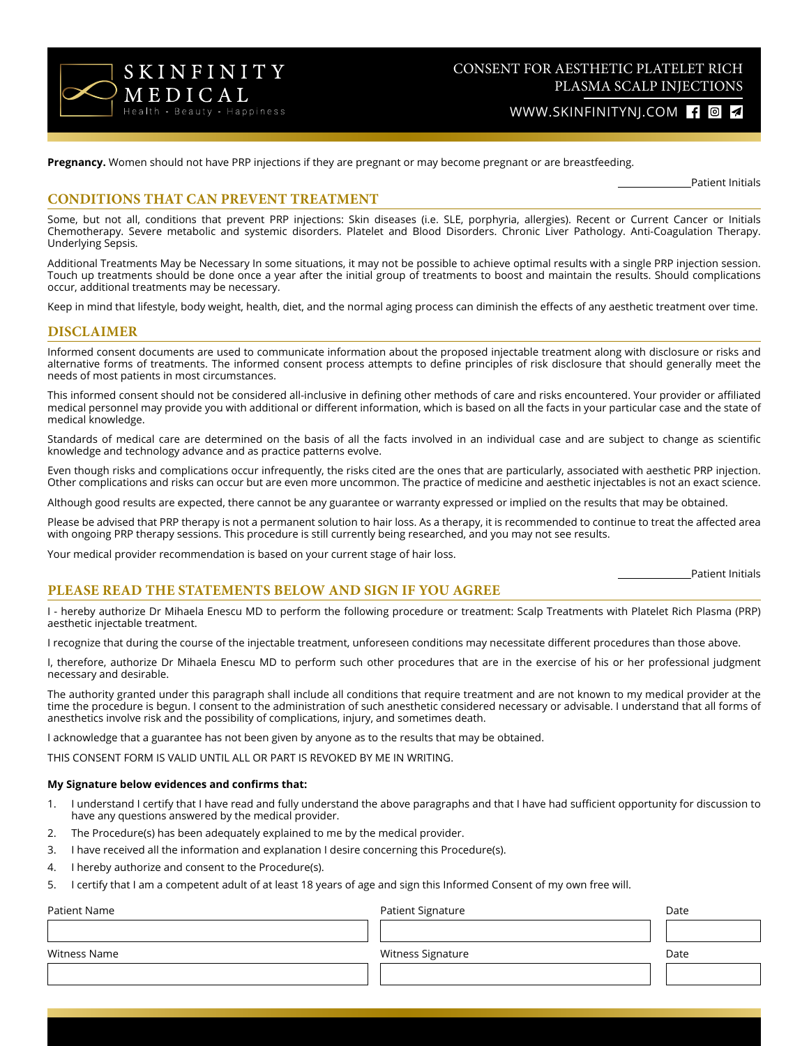**Pregnancy.** Women should not have PRP injections if they are pregnant or may become pregnant or are breastfeeding.

\_\_\_\_\_\_\_\_\_\_\_\_Patient Initials

## CONDITIONS THAT CAN PREVENT TREATMENT

Some, but not all, conditions that prevent PRP injections: Skin diseases (i.e. SLE, porphyria, allergies). Recent or Current Cancer or Initials Chemotherapy. Severe metabolic and systemic disorders. Platelet and Blood Disorders. Chronic Liver Pathology. Anti-Coagulation Therapy. Underlying Sepsis.

Additional Treatments May be Necessary In some situations, it may not be possible to achieve optimal results with a single PRP injection session. Touch up treatments should be done once a year after the initial group of treatments to boost and maintain the results. Should complications occur, additional treatments may be necessary.

Keep in mind that lifestyle, body weight, health, diet, and the normal aging process can diminish the effects of any aesthetic treatment over time.

## DISCLAIMER

Informed consent documents are used to communicate information about the proposed injectable treatment along with disclosure or risks and alternative forms of treatments. The informed consent process attempts to define principles of risk disclosure that should generally meet the needs of most patients in most circumstances.

This informed consent should not be considered all-inclusive in defining other methods of care and risks encountered. Your provider or affiliated medical personnel may provide you with additional or different information, which is based on all the facts in your particular case and the state of medical knowledge.

Standards of medical care are determined on the basis of all the facts involved in an individual case and are subject to change as scientific knowledge and technology advance and as practice patterns evolve.

Even though risks and complications occur infrequently, the risks cited are the ones that are particularly, associated with aesthetic PRP injection. Other complications and risks can occur but are even more uncommon. The practice of medicine and aesthetic injectables is not an exact science.

Although good results are expected, there cannot be any guarantee or warranty expressed or implied on the results that may be obtained.

Please be advised that PRP therapy is not a permanent solution to hair loss. As a therapy, it is recommended to continue to treat the affected area with ongoing PRP therapy sessions. This procedure is still currently being researched, and you may not see results.

Your medical provider recommendation is based on your current stage of hair loss.

\_\_\_\_\_\_\_\_\_\_\_\_Patient Initials

## PLEASE READ THE STATEMENTS BELOW AND SIGN IF YOU AGREE

I - hereby authorize Dr Mihaela Enescu MD to perform the following procedure or treatment: Scalp Treatments with Platelet Rich Plasma (PRP) aesthetic injectable treatment.

I recognize that during the course of the injectable treatment, unforeseen conditions may necessitate different procedures than those above.

I, therefore, authorize Dr Mihaela Enescu MD to perform such other procedures that are in the exercise of his or her professional judgment necessary and desirable.

The authority granted under this paragraph shall include all conditions that require treatment and are not known to my medical provider at the time the procedure is begun. I consent to the administration of such anesthetic considered necessary or advisable. I understand that all forms of anesthetics involve risk and the possibility of complications, injury, and sometimes death.

I acknowledge that a guarantee has not been given by anyone as to the results that may be obtained.

THIS CONSENT FORM IS VALID UNTIL ALL OR PART IS REVOKED BY ME IN WRITING.

**My Signature below evidences and confirms that:**

1. I understand I certify that I have read and fully understand the above paragraphs and that I have had sufficient opportunity for discussion to have any questions answered by the medical provider.
2. The Procedure(s) has been adequately explained to me by the medical provider.
3. I have received all the information and explanation I desire concerning this Procedure(s).
4. I hereby authorize and consent to the Procedure(s).
5. I certify that I am a competent adult of at least 18 years of age and sign this Informed Consent of my own free will.

| Patient Name | Patient Signature | Date |
|---|---|---|
| | | |
| **Witness Name** | **Witness Signature** | **Date** |
| | | |